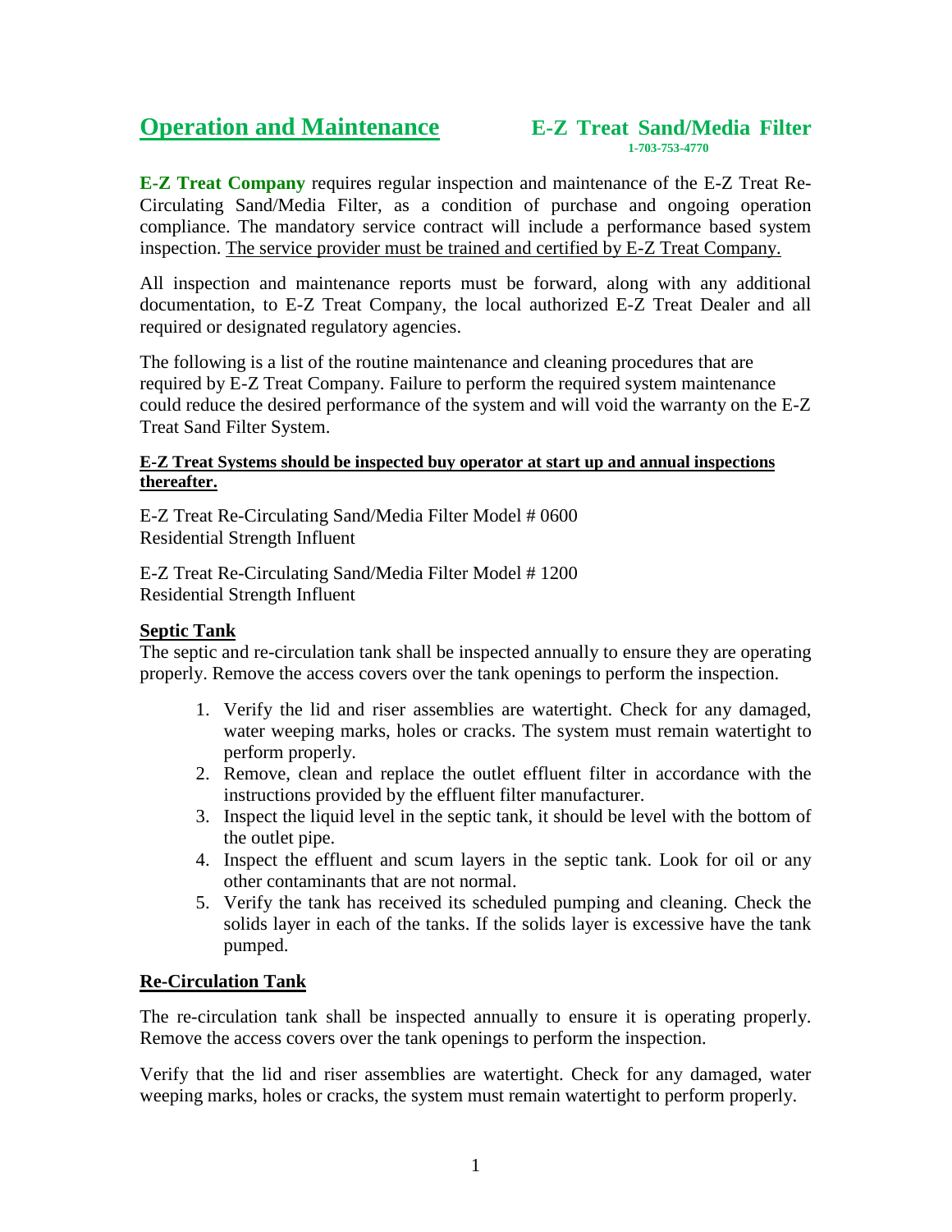## Operation and Maintenance

**E-Z Treat Sand/Media Filter**
**1-703-753-4770**

**E-Z Treat Company** requires regular inspection and maintenance of the E-Z Treat Re-Circulating Sand/Media Filter, as a condition of purchase and ongoing operation compliance. The mandatory service contract will include a performance based system inspection. The service provider must be trained and certified by E-Z Treat Company.

All inspection and maintenance reports must be forward, along with any additional documentation, to E-Z Treat Company, the local authorized E-Z Treat Dealer and all required or designated regulatory agencies.

The following is a list of the routine maintenance and cleaning procedures that are required by E-Z Treat Company. Failure to perform the required system maintenance could reduce the desired performance of the system and will void the warranty on the E-Z Treat Sand Filter System.

**E-Z Treat Systems should be inspected buy operator at start up and annual inspections thereafter.**

E-Z Treat Re-Circulating Sand/Media Filter Model # 0600
Residential Strength Influent

E-Z Treat Re-Circulating Sand/Media Filter Model # 1200
Residential Strength Influent

### Septic Tank

The septic and re-circulation tank shall be inspected annually to ensure they are operating properly. Remove the access covers over the tank openings to perform the inspection.

1. Verify the lid and riser assemblies are watertight. Check for any damaged, water weeping marks, holes or cracks. The system must remain watertight to perform properly.
2. Remove, clean and replace the outlet effluent filter in accordance with the instructions provided by the effluent filter manufacturer.
3. Inspect the liquid level in the septic tank, it should be level with the bottom of the outlet pipe.
4. Inspect the effluent and scum layers in the septic tank. Look for oil or any other contaminants that are not normal.
5. Verify the tank has received its scheduled pumping and cleaning. Check the solids layer in each of the tanks. If the solids layer is excessive have the tank pumped.

### Re-Circulation Tank

The re-circulation tank shall be inspected annually to ensure it is operating properly. Remove the access covers over the tank openings to perform the inspection.

Verify that the lid and riser assemblies are watertight. Check for any damaged, water weeping marks, holes or cracks, the system must remain watertight to perform properly.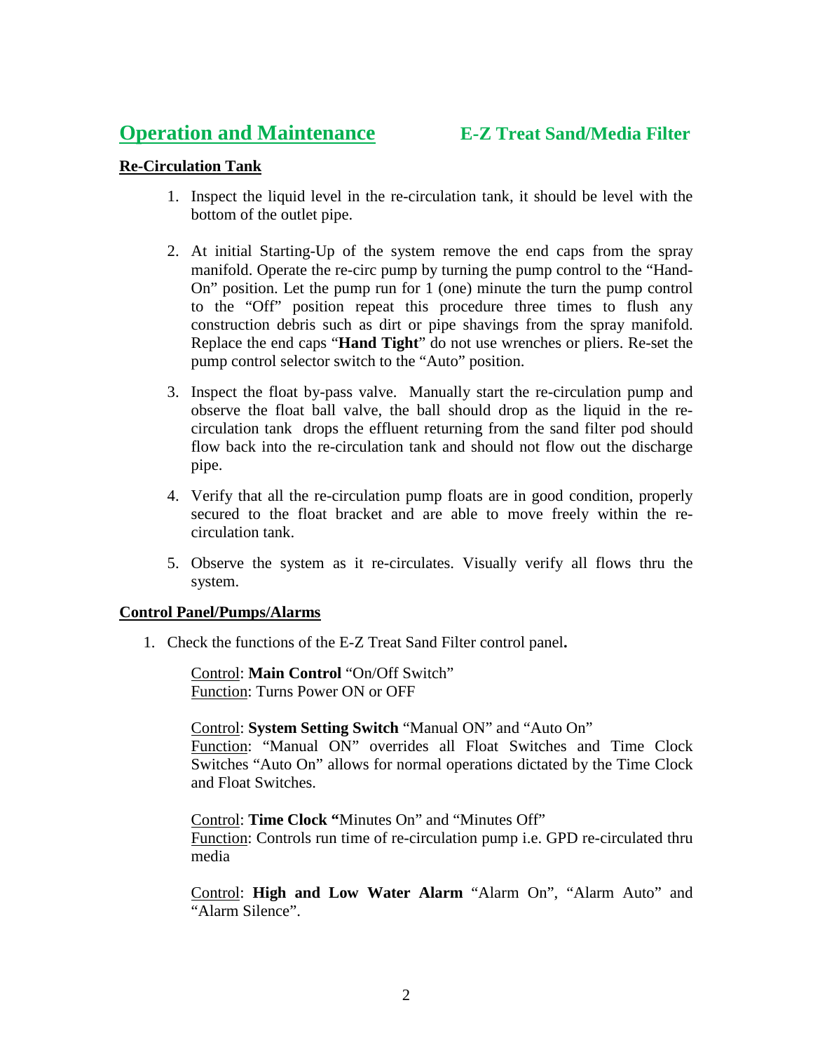## Operation and Maintenance E-Z Treat Sand/Media Filter

**Re-Circulation Tank**

1. Inspect the liquid level in the re-circulation tank, it should be level with the bottom of the outlet pipe.

2. At initial Starting-Up of the system remove the end caps from the spray manifold. Operate the re-circ pump by turning the pump control to the "Hand-On" position. Let the pump run for 1 (one) minute the turn the pump control to the "Off" position repeat this procedure three times to flush any construction debris such as dirt or pipe shavings from the spray manifold. Replace the end caps "**Hand Tight**" do not use wrenches or pliers. Re-set the pump control selector switch to the "Auto" position.

3. Inspect the float by-pass valve. Manually start the re-circulation pump and observe the float ball valve, the ball should drop as the liquid in the re-circulation tank drops the effluent returning from the sand filter pod should flow back into the re-circulation tank and should not flow out the discharge pipe.

4. Verify that all the re-circulation pump floats are in good condition, properly secured to the float bracket and are able to move freely within the re-circulation tank.

5. Observe the system as it re-circulates. Visually verify all flows thru the system.

**Control Panel/Pumps/Alarms**

1. Check the functions of the E-Z Treat Sand Filter control panel**.**

   Control: **Main Control** "On/Off Switch"
   Function: Turns Power ON or OFF

   Control: **System Setting Switch** "Manual ON" and "Auto On"
   Function: "Manual ON" overrides all Float Switches and Time Clock Switches "Auto On" allows for normal operations dictated by the Time Clock and Float Switches.

   Control: **Time Clock "**Minutes On" and "Minutes Off"
   Function: Controls run time of re-circulation pump i.e. GPD re-circulated thru media

   Control: **High and Low Water Alarm** "Alarm On", "Alarm Auto" and "Alarm Silence".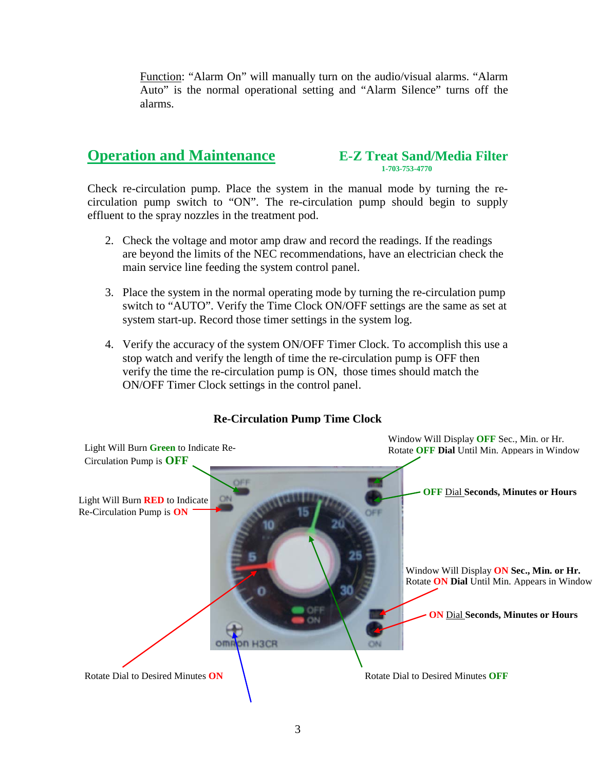Function: "Alarm On" will manually turn on the audio/visual alarms. "Alarm Auto" is the normal operational setting and "Alarm Silence" turns off the alarms.

## Operation and Maintenance

**E-Z Treat Sand/Media Filter**
**1-703-753-4770**

Check re-circulation pump. Place the system in the manual mode by turning the re-circulation pump switch to "ON". The re-circulation pump should begin to supply effluent to the spray nozzles in the treatment pod.

2. Check the voltage and motor amp draw and record the readings. If the readings are beyond the limits of the NEC recommendations, have an electrician check the main service line feeding the system control panel.

3. Place the system in the normal operating mode by turning the re-circulation pump switch to "AUTO". Verify the Time Clock ON/OFF settings are the same as set at system start-up. Record those timer settings in the system log.

4. Verify the accuracy of the system ON/OFF Timer Clock. To accomplish this use a stop watch and verify the length of time the re-circulation pump is OFF then verify the time the re-circulation pump is ON, those times should match the ON/OFF Timer Clock settings in the control panel.

**Re-Circulation Pump Time Clock**

Light Will Burn **Green** to Indicate Re-Circulation Pump is **OFF**

Light Will Burn **RED** to Indicate Re-Circulation Pump is **ON**

Window Will Display **OFF** Sec., Min. or Hr. Rotate **OFF Dial** Until Min. Appears in Window

**OFF** Dial **Seconds, Minutes or Hours**

Window Will Display **ON Sec., Min. or Hr.** Rotate **ON Dial** Until Min. Appears in Window

**ON** Dial **Seconds, Minutes or Hours**

Rotate Dial to Desired Minutes **ON**

Rotate Dial to Desired Minutes **OFF**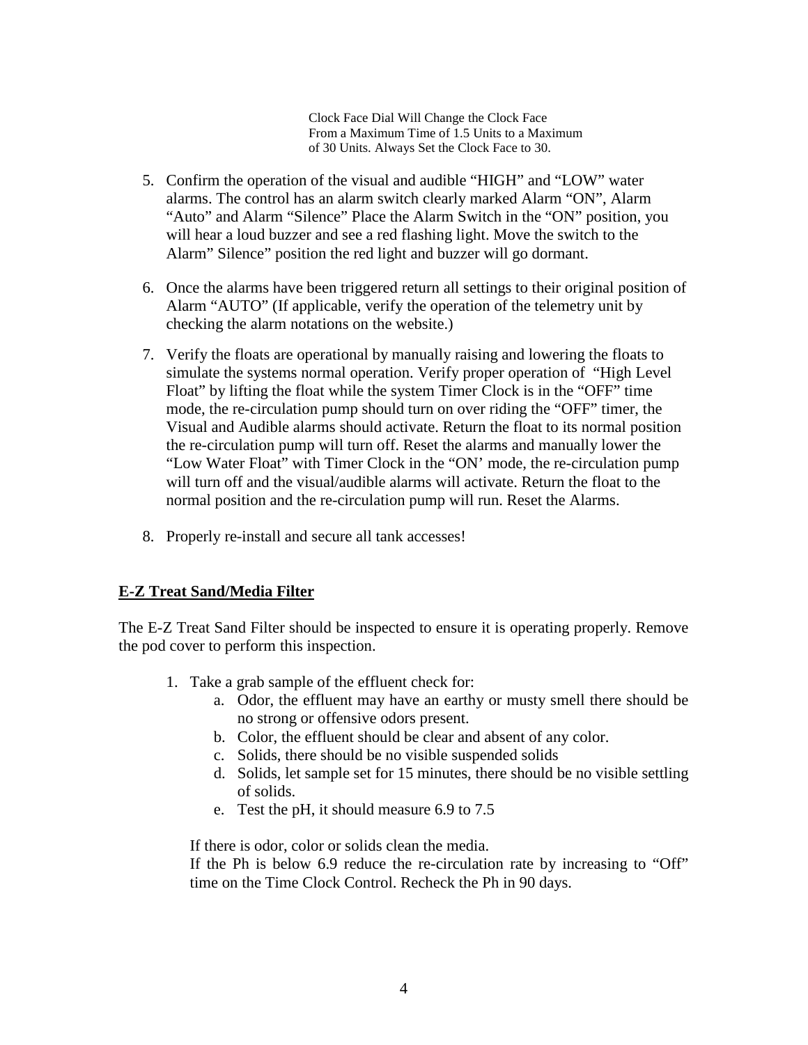Clock Face Dial Will Change the Clock Face
From a Maximum Time of 1.5 Units to a Maximum
of 30 Units. Always Set the Clock Face to 30.

5. Confirm the operation of the visual and audible "HIGH" and "LOW" water alarms. The control has an alarm switch clearly marked Alarm "ON", Alarm "Auto" and Alarm "Silence" Place the Alarm Switch in the "ON" position, you will hear a loud buzzer and see a red flashing light. Move the switch to the Alarm" Silence" position the red light and buzzer will go dormant.

6. Once the alarms have been triggered return all settings to their original position of Alarm "AUTO" (If applicable, verify the operation of the telemetry unit by checking the alarm notations on the website.)

7. Verify the floats are operational by manually raising and lowering the floats to simulate the systems normal operation. Verify proper operation of "High Level Float" by lifting the float while the system Timer Clock is in the "OFF" time mode, the re-circulation pump should turn on over riding the "OFF" timer, the Visual and Audible alarms should activate. Return the float to its normal position the re-circulation pump will turn off. Reset the alarms and manually lower the "Low Water Float" with Timer Clock in the "ON' mode, the re-circulation pump will turn off and the visual/audible alarms will activate. Return the float to the normal position and the re-circulation pump will run. Reset the Alarms.

8. Properly re-install and secure all tank accesses!

## **E-Z Treat Sand/Media Filter**

The E-Z Treat Sand Filter should be inspected to ensure it is operating properly. Remove the pod cover to perform this inspection.

1. Take a grab sample of the effluent check for:
   a. Odor, the effluent may have an earthy or musty smell there should be no strong or offensive odors present.
   b. Color, the effluent should be clear and absent of any color.
   c. Solids, there should be no visible suspended solids
   d. Solids, let sample set for 15 minutes, there should be no visible settling of solids.
   e. Test the pH, it should measure 6.9 to 7.5

   If there is odor, color or solids clean the media.
   If the Ph is below 6.9 reduce the re-circulation rate by increasing to "Off" time on the Time Clock Control. Recheck the Ph in 90 days.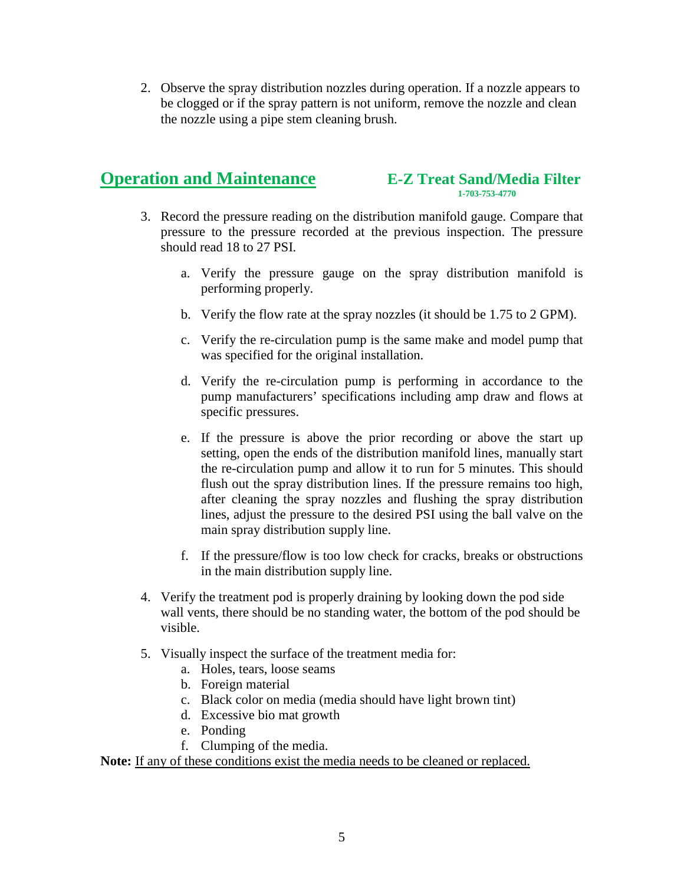2. Observe the spray distribution nozzles during operation. If a nozzle appears to be clogged or if the spray pattern is not uniform, remove the nozzle and clean the nozzle using a pipe stem cleaning brush.

3. Record the pressure reading on the distribution manifold gauge. Compare that pressure to the pressure recorded at the previous inspection. The pressure should read 18 to 27 PSI.

    a. Verify the pressure gauge on the spray distribution manifold is performing properly.

    b. Verify the flow rate at the spray nozzles (it should be 1.75 to 2 GPM).

    c. Verify the re-circulation pump is the same make and model pump that was specified for the original installation.

    d. Verify the re-circulation pump is performing in accordance to the pump manufacturers' specifications including amp draw and flows at specific pressures.

    e. If the pressure is above the prior recording or above the start up setting, open the ends of the distribution manifold lines, manually start the re-circulation pump and allow it to run for 5 minutes. This should flush out the spray distribution lines. If the pressure remains too high, after cleaning the spray nozzles and flushing the spray distribution lines, adjust the pressure to the desired PSI using the ball valve on the main spray distribution supply line.

    f. If the pressure/flow is too low check for cracks, breaks or obstructions in the main distribution supply line.

4. Verify the treatment pod is properly draining by looking down the pod side wall vents, there should be no standing water, the bottom of the pod should be visible.

5. Visually inspect the surface of the treatment media for:
    a. Holes, tears, loose seams
    b. Foreign material
    c. Black color on media (media should have light brown tint)
    d. Excessive bio mat growth
    e. Ponding
    f. Clumping of the media.

**Note:** <u>If any of these conditions exist the media needs to be cleaned or replaced.</u>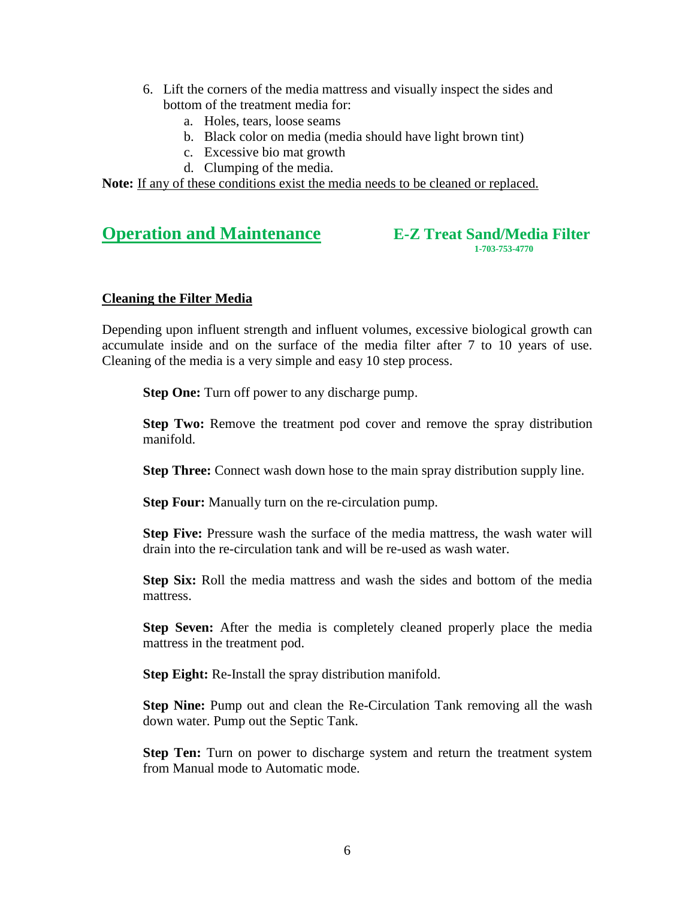6. Lift the corners of the media mattress and visually inspect the sides and bottom of the treatment media for:
    a. Holes, tears, loose seams
    b. Black color on media (media should have light brown tint)
    c. Excessive bio mat growth
    d. Clumping of the media.

**Note:** <u>If any of these conditions exist the media needs to be cleaned or replaced.</u>

## Operation and Maintenance

**E-Z Treat Sand/Media Filter**
**1-703-753-4770**

### Cleaning the Filter Media

Depending upon influent strength and influent volumes, excessive biological growth can accumulate inside and on the surface of the media filter after 7 to 10 years of use. Cleaning of the media is a very simple and easy 10 step process.

**Step One:** Turn off power to any discharge pump.

**Step Two:** Remove the treatment pod cover and remove the spray distribution manifold.

**Step Three:** Connect wash down hose to the main spray distribution supply line.

**Step Four:** Manually turn on the re-circulation pump.

**Step Five:** Pressure wash the surface of the media mattress, the wash water will drain into the re-circulation tank and will be re-used as wash water.

**Step Six:** Roll the media mattress and wash the sides and bottom of the media mattress.

**Step Seven:** After the media is completely cleaned properly place the media mattress in the treatment pod.

**Step Eight:** Re-Install the spray distribution manifold.

**Step Nine:** Pump out and clean the Re-Circulation Tank removing all the wash down water. Pump out the Septic Tank.

**Step Ten:** Turn on power to discharge system and return the treatment system from Manual mode to Automatic mode.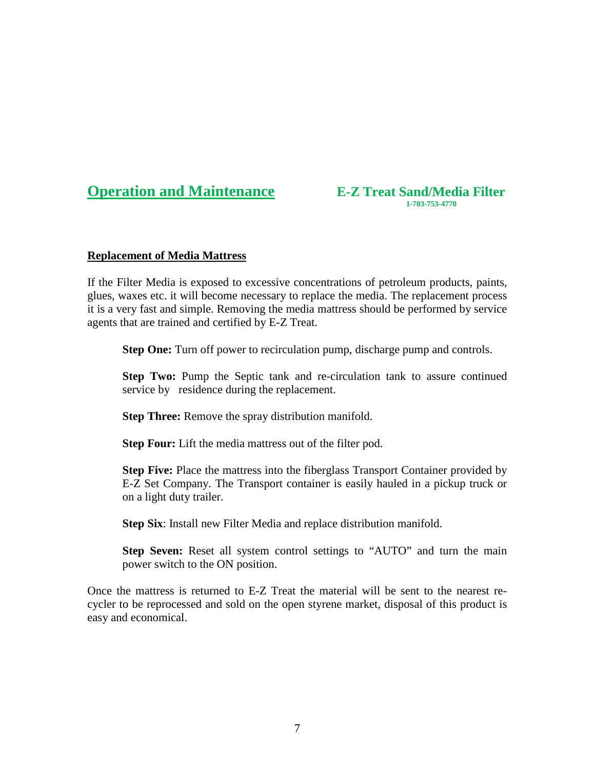## Operation and Maintenance

**E-Z Treat Sand/Media Filter**
**1-703-753-4770**

**Replacement of Media Mattress**

If the Filter Media is exposed to excessive concentrations of petroleum products, paints, glues, waxes etc. it will become necessary to replace the media. The replacement process it is a very fast and simple. Removing the media mattress should be performed by service agents that are trained and certified by E-Z Treat.

**Step One:** Turn off power to recirculation pump, discharge pump and controls.

**Step Two:** Pump the Septic tank and re-circulation tank to assure continued service by residence during the replacement.

**Step Three:** Remove the spray distribution manifold.

**Step Four:** Lift the media mattress out of the filter pod.

**Step Five:** Place the mattress into the fiberglass Transport Container provided by E-Z Set Company. The Transport container is easily hauled in a pickup truck or on a light duty trailer.

**Step Six**: Install new Filter Media and replace distribution manifold.

**Step Seven:** Reset all system control settings to "AUTO" and turn the main power switch to the ON position.

Once the mattress is returned to E-Z Treat the material will be sent to the nearest re-cycler to be reprocessed and sold on the open styrene market, disposal of this product is easy and economical.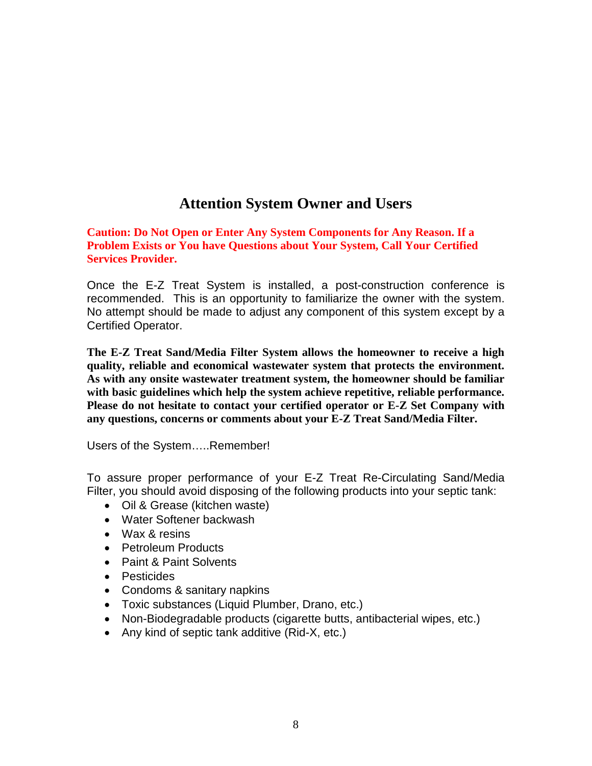## Attention System Owner and Users

**Caution: Do Not Open or Enter Any System Components for Any Reason. If a Problem Exists or You have Questions about Your System, Call Your Certified Services Provider.**

Once the E-Z Treat System is installed, a post-construction conference is recommended. This is an opportunity to familiarize the owner with the system. No attempt should be made to adjust any component of this system except by a Certified Operator.

**The E-Z Treat Sand/Media Filter System allows the homeowner to receive a high quality, reliable and economical wastewater system that protects the environment. As with any onsite wastewater treatment system, the homeowner should be familiar with basic guidelines which help the system achieve repetitive, reliable performance. Please do not hesitate to contact your certified operator or E-Z Set Company with any questions, concerns or comments about your E-Z Treat Sand/Media Filter.**

Users of the System…..Remember!

To assure proper performance of your E-Z Treat Re-Circulating Sand/Media Filter, you should avoid disposing of the following products into your septic tank:

- Oil & Grease (kitchen waste)
- Water Softener backwash
- Wax & resins
- Petroleum Products
- Paint & Paint Solvents
- Pesticides
- Condoms & sanitary napkins
- Toxic substances (Liquid Plumber, Drano, etc.)
- Non-Biodegradable products (cigarette butts, antibacterial wipes, etc.)
- Any kind of septic tank additive (Rid-X, etc.)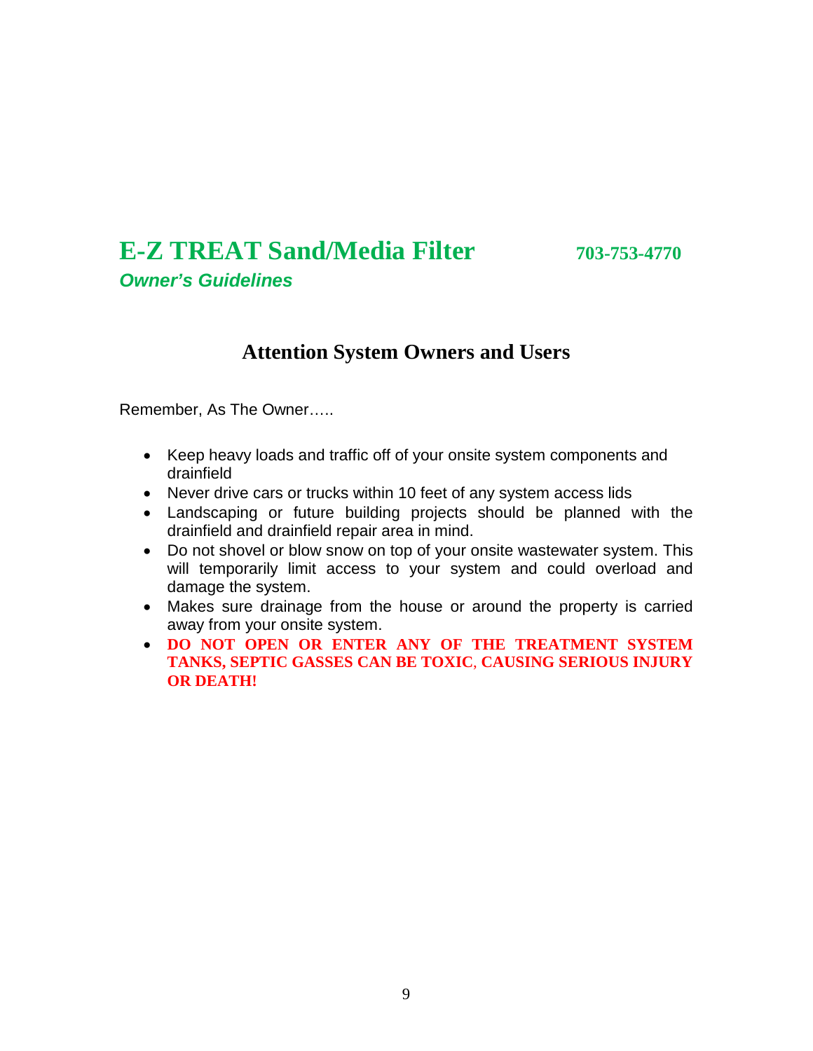# E-Z TREAT Sand/Media Filter **703-753-4770**

***Owner's Guidelines***

## Attention System Owners and Users

Remember, As The Owner…..

- Keep heavy loads and traffic off of your onsite system components and drainfield
- Never drive cars or trucks within 10 feet of any system access lids
- Landscaping or future building projects should be planned with the drainfield and drainfield repair area in mind.
- Do not shovel or blow snow on top of your onsite wastewater system. This will temporarily limit access to your system and could overload and damage the system.
- Makes sure drainage from the house or around the property is carried away from your onsite system.
- **DO NOT OPEN OR ENTER ANY OF THE TREATMENT SYSTEM TANKS, SEPTIC GASSES CAN BE TOXIC, CAUSING SERIOUS INJURY OR DEATH!**